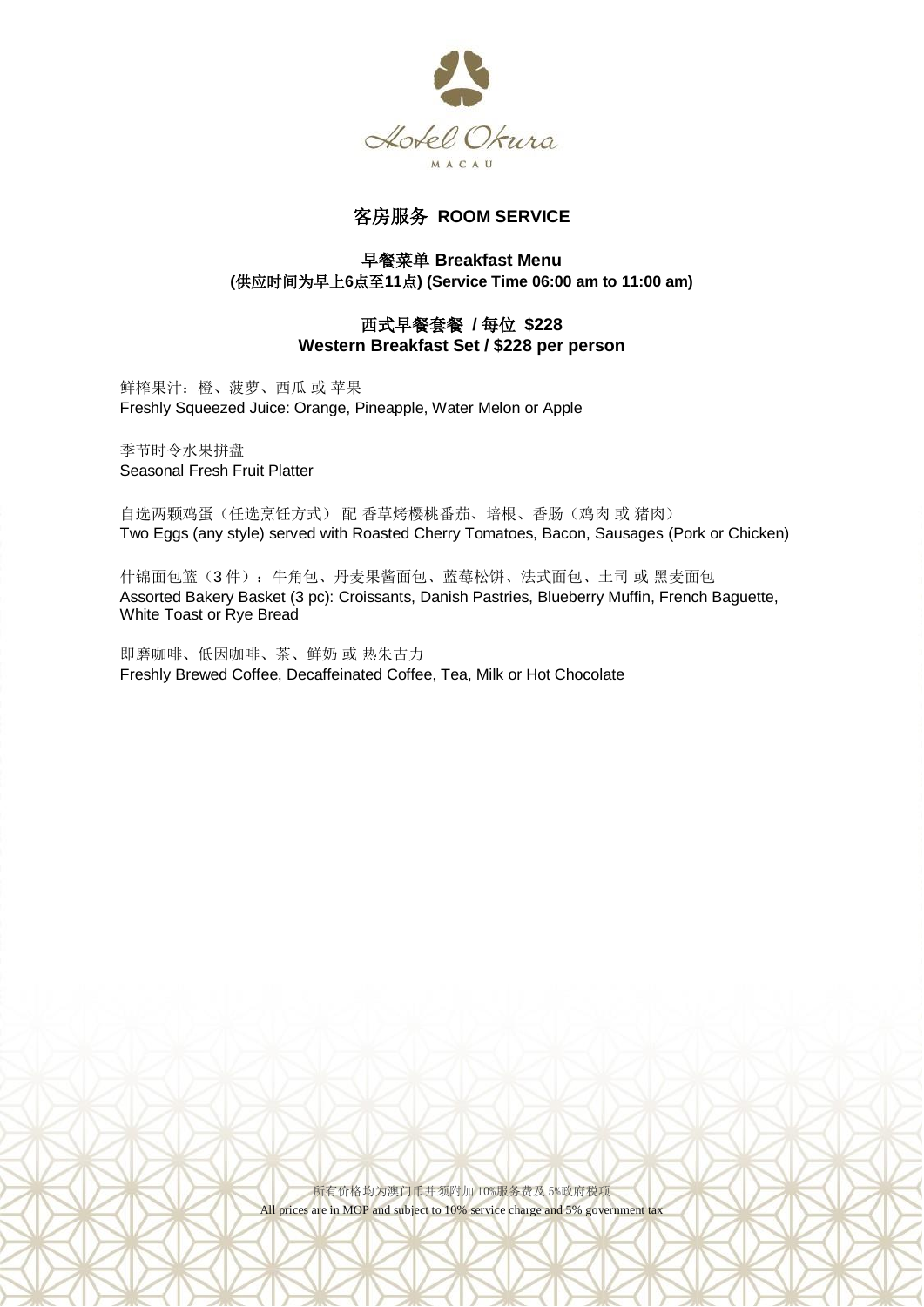Hotel Okura

MACAU

# 客房服务 ROOM SERVICE

## 早餐菜单 Breakfast Menu

**(供应时间为早上6点至11点) (Service Time 06:00 am to 11:00 am)**

## 西式早餐套餐 / 每位 $228
## Western Breakfast Set / $228 per person

鲜榨果汁：橙、菠萝、西瓜 或 苹果
Freshly Squeezed Juice: Orange, Pineapple, Water Melon or Apple

季节时令水果拼盘
Seasonal Fresh Fruit Platter

自选两颗鸡蛋（任选烹饪方式） 配 香草烤樱桃番茄、培根、香肠（鸡肉 或 猪肉）
Two Eggs (any style) served with Roasted Cherry Tomatoes, Bacon, Sausages (Pork or Chicken)

什锦面包篮（3 件）：牛角包、丹麦果酱面包、蓝莓松饼、法式面包、土司 或 黑麦面包
Assorted Bakery Basket (3 pc): Croissants, Danish Pastries, Blueberry Muffin, French Baguette, White Toast or Rye Bread

即磨咖啡、低因咖啡、茶、鲜奶 或 热朱古力
Freshly Brewed Coffee, Decaffeinated Coffee, Tea, Milk or Hot Chocolate

所有价格均为澳门币并须附加 10%服务费及 5%政府税项
All prices are in MOP and subject to 10% service charge and 5% government tax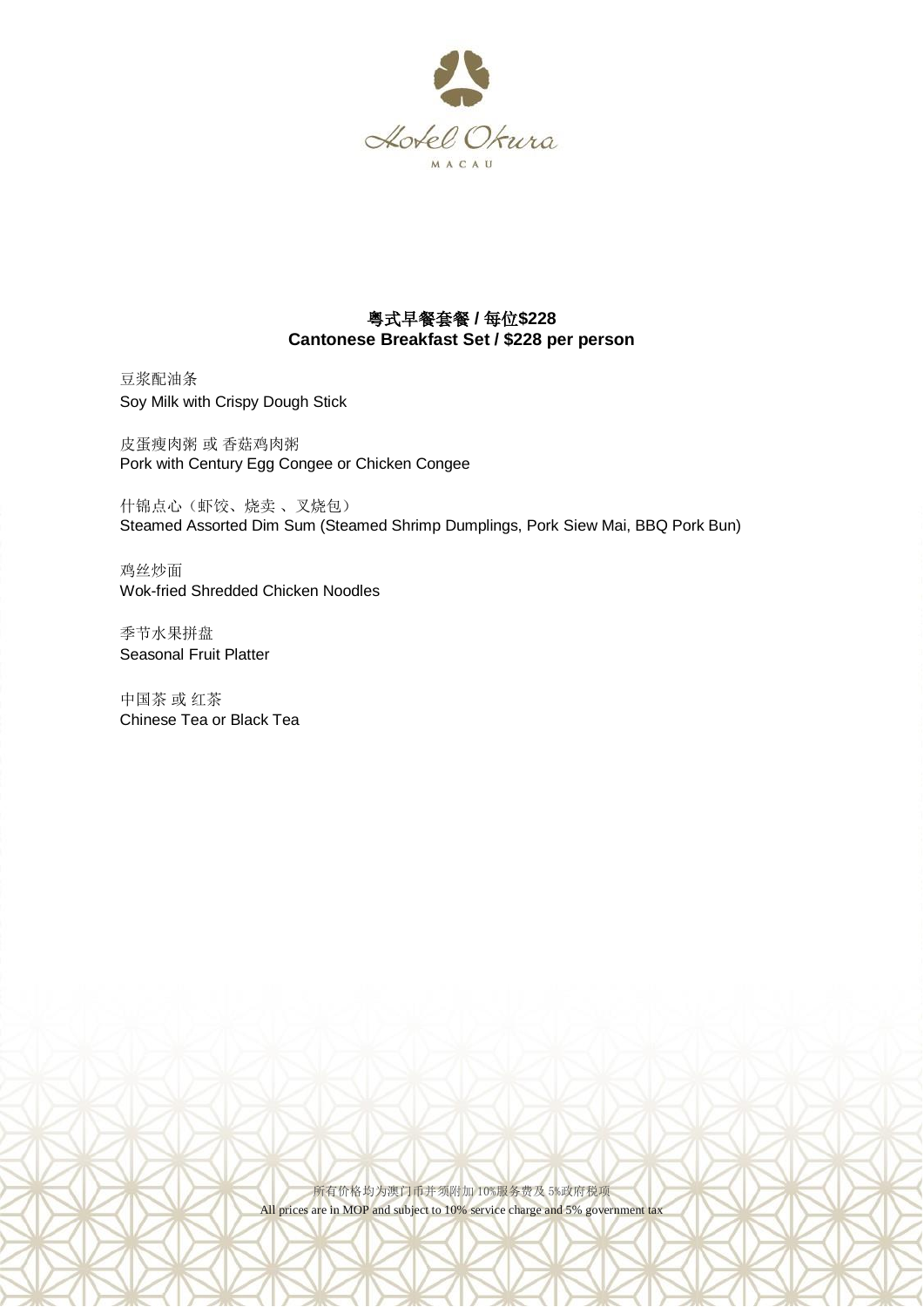Hotel Okura

MACAU

## 粤式早餐套餐 / 每位$228
## Cantonese Breakfast Set / $228 per person

豆浆配油条
Soy Milk with Crispy Dough Stick

皮蛋瘦肉粥 或 香菇鸡肉粥
Pork with Century Egg Congee or Chicken Congee

什锦点心（虾饺、烧卖 、叉烧包）
Steamed Assorted Dim Sum (Steamed Shrimp Dumplings, Pork Siew Mai, BBQ Pork Bun)

鸡丝炒面
Wok-fried Shredded Chicken Noodles

季节水果拼盘
Seasonal Fruit Platter

中国茶 或 红茶
Chinese Tea or Black Tea

所有价格均为澳门币并须附加 10%服务费及 5%政府税项
All prices are in MOP and subject to 10% service charge and 5% government tax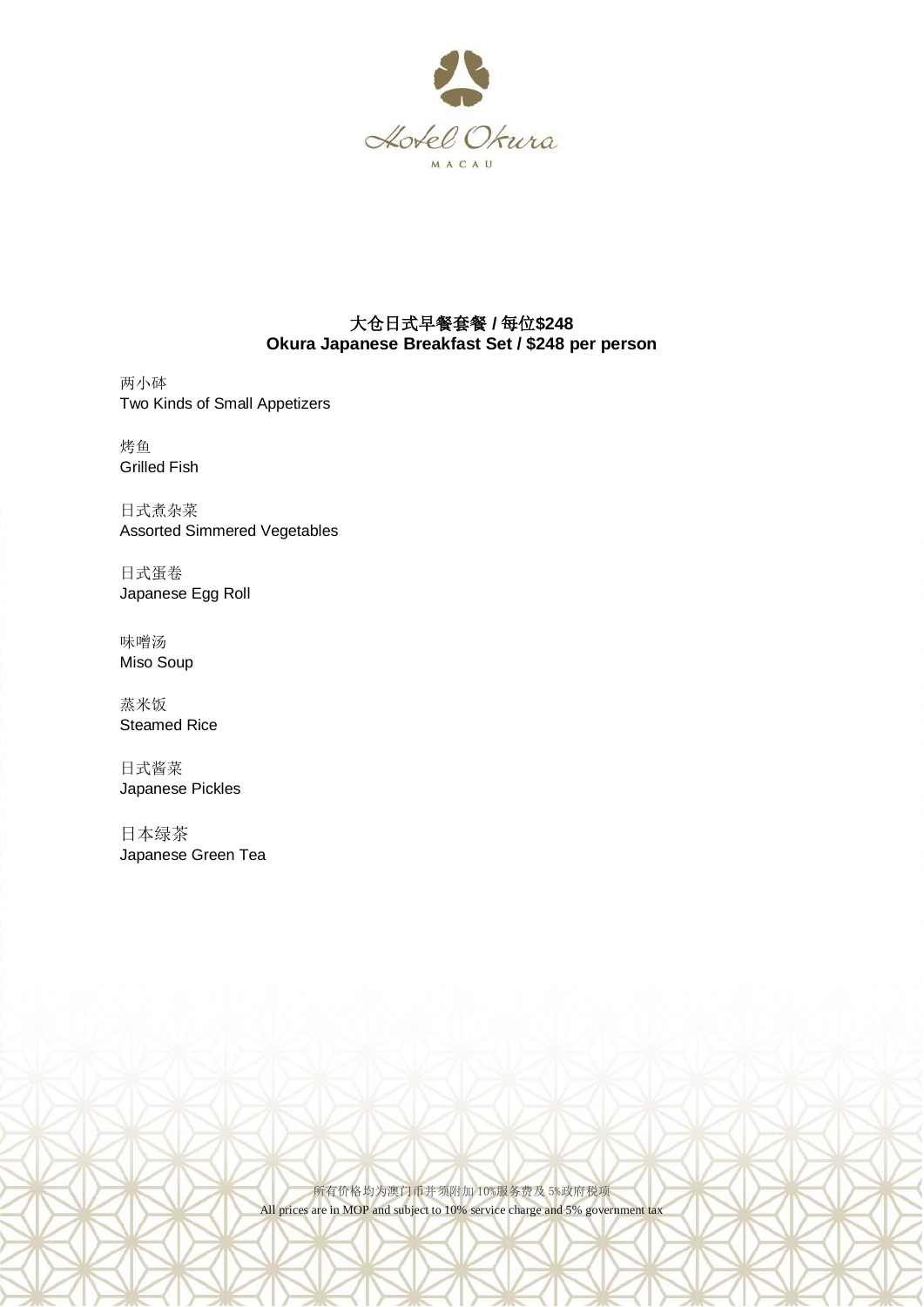Hotel Okura

MACAU

## 大仓日式早餐套餐 / 每位$248
## Okura Japanese Breakfast Set / $248 per person

两小砵
Two Kinds of Small Appetizers

烤鱼
Grilled Fish

日式煮杂菜
Assorted Simmered Vegetables

日式蛋卷
Japanese Egg Roll

味噌汤
Miso Soup

蒸米饭
Steamed Rice

日式酱菜
Japanese Pickles

日本绿茶
Japanese Green Tea

所有价格均为澳门币并须附加 10%服务费及 5%政府税项
All prices are in MOP and subject to 10% service charge and 5% government tax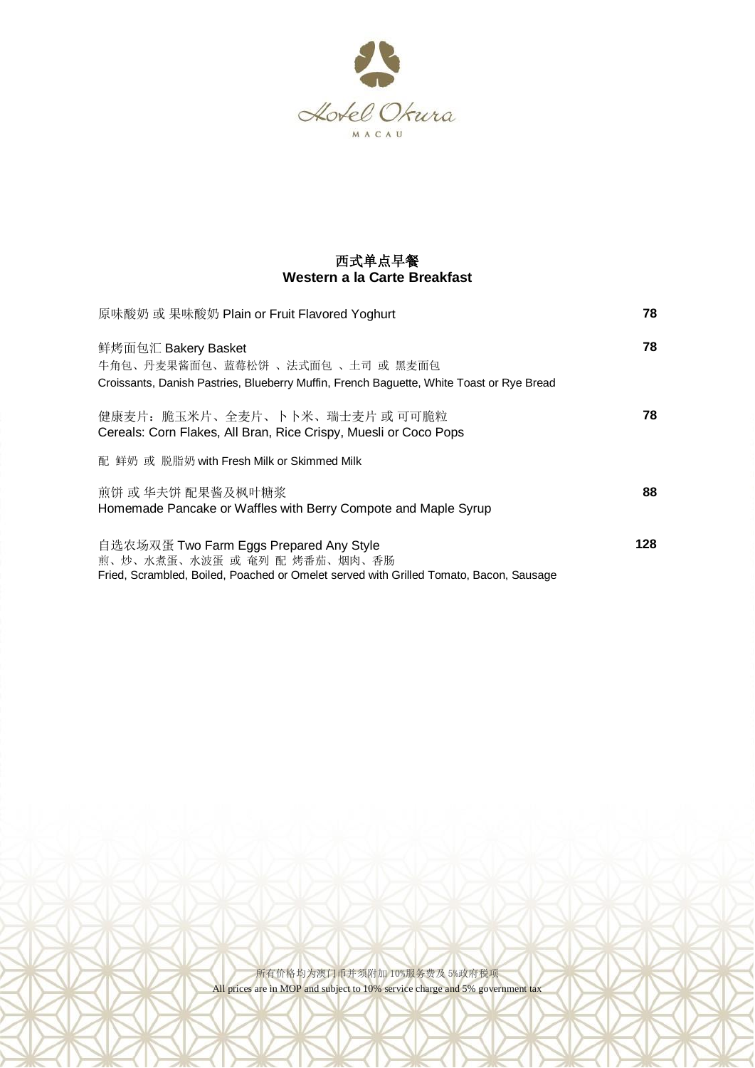Hotel Okura

MACAU

## 西式单点早餐
## Western a la Carte Breakfast

| | |
|---|---|
| 原味酸奶 或 果味酸奶 Plain or Fruit Flavored Yoghurt | **78** |
| 鲜烤面包汇 Bakery Basket<br>牛角包、丹麦果酱面包、蓝莓松饼 、法式面包 、土司 或 黑麦面包<br>Croissants, Danish Pastries, Blueberry Muffin, French Baguette, White Toast or Rye Bread | **78** |
| 健康麦片：脆玉米片、全麦片、卜卜米、瑞士麦片 或 可可脆粒<br>Cereals: Corn Flakes, All Bran, Rice Crispy, Muesli or Coco Pops<br>配 鲜奶 或 脱脂奶 with Fresh Milk or Skimmed Milk | **78** |
| 煎饼 或 华夫饼 配果酱及枫叶糖浆<br>Homemade Pancake or Waffles with Berry Compote and Maple Syrup | **88** |
| 自选农场双蛋 Two Farm Eggs Prepared Any Style<br>煎、炒、水煮蛋、水波蛋 或 奄列 配 烤番茄、烟肉、香肠<br>Fried, Scrambled, Boiled, Poached or Omelet served with Grilled Tomato, Bacon, Sausage | **128** |

所有价格均为澳门币并须附加 10%服务费及 5%政府税项
All prices are in MOP and subject to 10% service charge and 5% government tax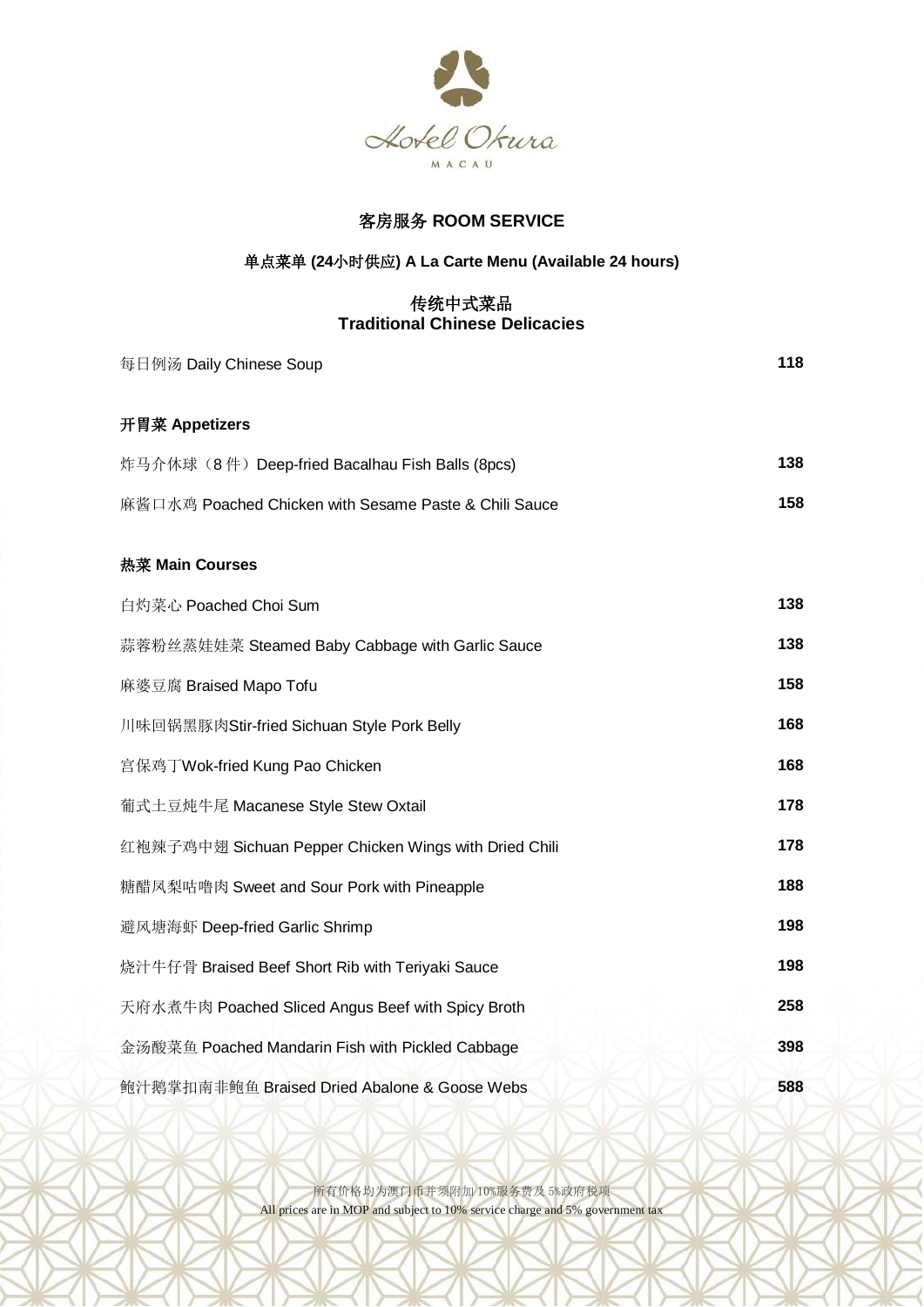# 客房服务 ROOM SERVICE

## 单点菜单 (24小时供应) A La Carte Menu (Available 24 hours)

## 传统中式菜品
## Traditional Chinese Delicacies

| | |
|---|---|
| 每日例汤 Daily Chinese Soup | **118** |

### 开胃菜 Appetizers

| | |
|---|---|
| 炸马介休球（8 件）Deep-fried Bacalhau Fish Balls (8pcs) | **138** |
| 麻酱口水鸡 Poached Chicken with Sesame Paste & Chili Sauce | **158** |

### 热菜 Main Courses

| | |
|---|---|
| 白灼菜心 Poached Choi Sum | **138** |
| 蒜蓉粉丝蒸娃娃菜 Steamed Baby Cabbage with Garlic Sauce | **138** |
| 麻婆豆腐 Braised Mapo Tofu | **158** |
| 川味回锅黑豚肉Stir-fried Sichuan Style Pork Belly | **168** |
| 宫保鸡丁Wok-fried Kung Pao Chicken | **168** |
| 葡式土豆炖牛尾 Macanese Style Stew Oxtail | **178** |
| 红袍辣子鸡中翅 Sichuan Pepper Chicken Wings with Dried Chili | **178** |
| 糖醋凤梨咕噜肉 Sweet and Sour Pork with Pineapple | **188** |
| 避风塘海虾 Deep-fried Garlic Shrimp | **198** |
| 烧汁牛仔骨 Braised Beef Short Rib with Teriyaki Sauce | **198** |
| 天府水煮牛肉 Poached Sliced Angus Beef with Spicy Broth | **258** |
| 金汤酸菜鱼 Poached Mandarin Fish with Pickled Cabbage | **398** |
| 鲍汁鹅掌扣南非鲍鱼 Braised Dried Abalone & Goose Webs | **588** |

所有价格均为澳门币并须附加 10%服务费及 5%政府税项
All prices are in MOP and subject to 10% service charge and 5% government tax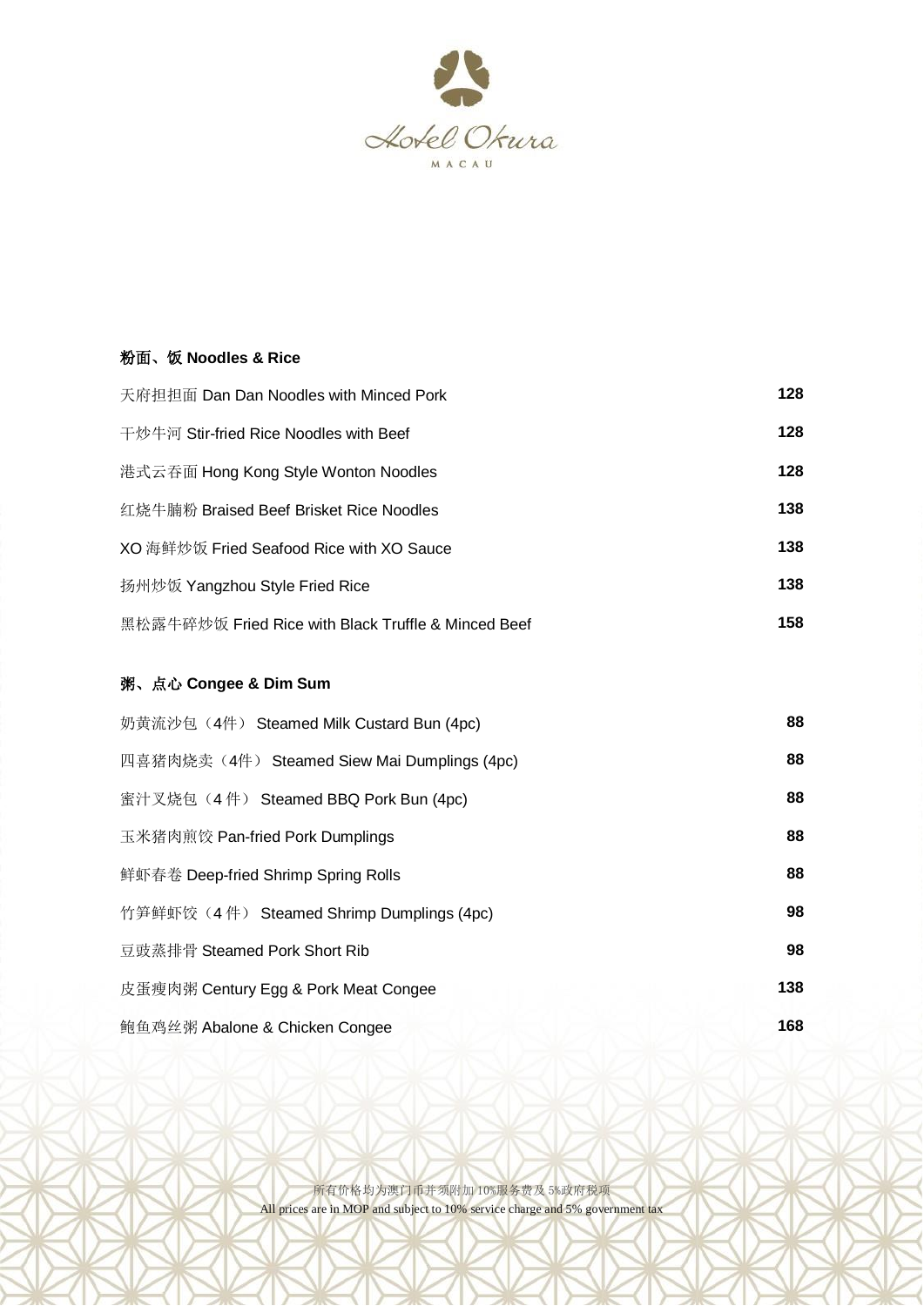Hotel Okura

MACAU

## 粉面、饭 Noodles & Rice

| | |
|---|---|
| 天府担担面 Dan Dan Noodles with Minced Pork | 128 |
| 干炒牛河 Stir-fried Rice Noodles with Beef | 128 |
| 港式云吞面 Hong Kong Style Wonton Noodles | 128 |
| 红烧牛腩粉 Braised Beef Brisket Rice Noodles | 138 |
| XO 海鲜炒饭 Fried Seafood Rice with XO Sauce | 138 |
| 扬州炒饭 Yangzhou Style Fried Rice | 138 |
| 黑松露牛碎炒饭 Fried Rice with Black Truffle & Minced Beef | 158 |

## 粥、点心 Congee & Dim Sum

| | |
|---|---|
| 奶黄流沙包（4件） Steamed Milk Custard Bun (4pc) | 88 |
| 四喜猪肉烧卖（4件） Steamed Siew Mai Dumplings (4pc) | 88 |
| 蜜汁叉烧包（4 件） Steamed BBQ Pork Bun (4pc) | 88 |
| 玉米猪肉煎饺 Pan-fried Pork Dumplings | 88 |
| 鲜虾春卷 Deep-fried Shrimp Spring Rolls | 88 |
| 竹笋鲜虾饺（4 件） Steamed Shrimp Dumplings (4pc) | 98 |
| 豆豉蒸排骨 Steamed Pork Short Rib | 98 |
| 皮蛋瘦肉粥 Century Egg & Pork Meat Congee | 138 |
| 鲍鱼鸡丝粥 Abalone & Chicken Congee | 168 |

所有价格均为澳门币并须附加 10%服务费及 5%政府税项
All prices are in MOP and subject to 10% service charge and 5% government tax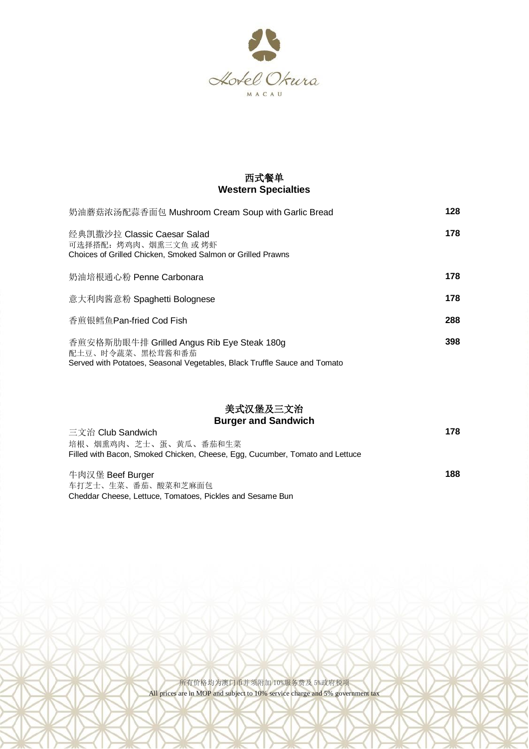Hotel Okura

MACAU

## 西式餐单
## Western Specialties

| Item | Price |
|---|---|
| 奶油蘑菇浓汤配蒜香面包 Mushroom Cream Soup with Garlic Bread | 128 |
| 经典凯撒沙拉 Classic Caesar Salad<br>可选择搭配：烤鸡肉、烟熏三文鱼 或 烤虾<br>Choices of Grilled Chicken, Smoked Salmon or Grilled Prawns | 178 |
| 奶油培根通心粉 Penne Carbonara | 178 |
| 意大利肉酱意粉 Spaghetti Bolognese | 178 |
| 香煎银鳕鱼Pan-fried Cod Fish | 288 |
| 香煎安格斯肋眼牛排 Grilled Angus Rib Eye Steak 180g<br>配土豆、时令蔬菜、黑松茸酱和番茄<br>Served with Potatoes, Seasonal Vegetables, Black Truffle Sauce and Tomato | 398 |

## 美式汉堡及三文治
## Burger and Sandwich

| Item | Price |
|---|---|
| 三文治 Club Sandwich<br>培根、烟熏鸡肉、芝士、蛋、黄瓜、番茄和生菜<br>Filled with Bacon, Smoked Chicken, Cheese, Egg, Cucumber, Tomato and Lettuce | 178 |
| 牛肉汉堡 Beef Burger<br>车打芝士、生菜、番茄、酸菜和芝麻面包<br>Cheddar Cheese, Lettuce, Tomatoes, Pickles and Sesame Bun | 188 |

所有价格均为澳门币并须附加 10%服务费及 5%政府税项

All prices are in MOP and subject to 10% service charge and 5% government tax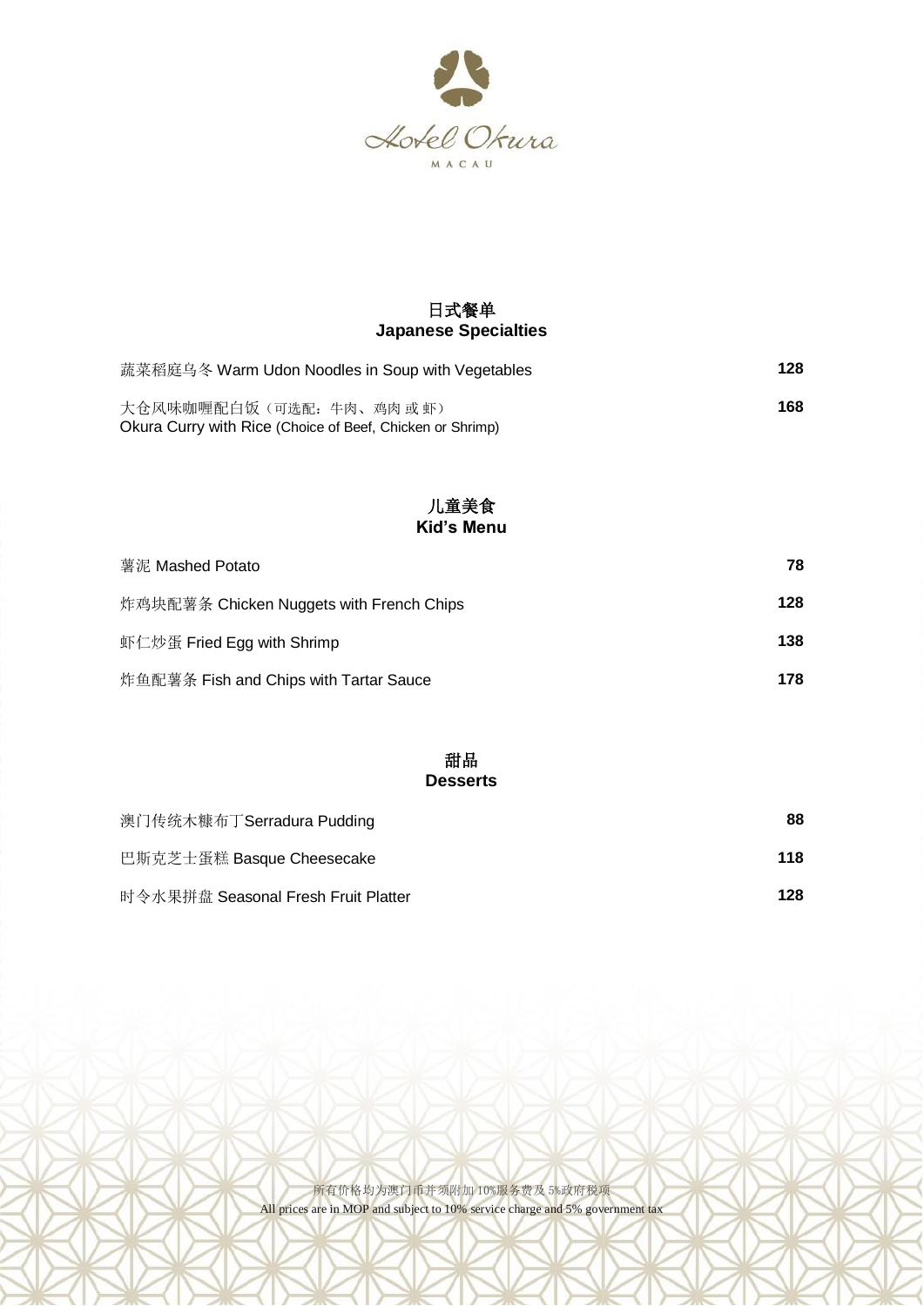Hotel Okura

MACAU

## 日式餐单
## Japanese Specialties

| | |
|---|---|
| 蔬菜稻庭乌冬 Warm Udon Noodles in Soup with Vegetables | 128 |
| 大仓风味咖喱配白饭（可选配：牛肉、鸡肉 或 虾）<br>Okura Curry with Rice (Choice of Beef, Chicken or Shrimp) | 168 |

## 儿童美食
## Kid's Menu

| | |
|---|---|
| 薯泥 Mashed Potato | 78 |
| 炸鸡块配薯条 Chicken Nuggets with French Chips | 128 |
| 虾仁炒蛋 Fried Egg with Shrimp | 138 |
| 炸鱼配薯条 Fish and Chips with Tartar Sauce | 178 |

## 甜品
## Desserts

| | |
|---|---|
| 澳门传统木糠布丁Serradura Pudding | 88 |
| 巴斯克芝士蛋糕 Basque Cheesecake | 118 |
| 时令水果拼盘 Seasonal Fresh Fruit Platter | 128 |

所有价格均为澳门币并须附加 10%服务费及 5%政府税项
All prices are in MOP and subject to 10% service charge and 5% government tax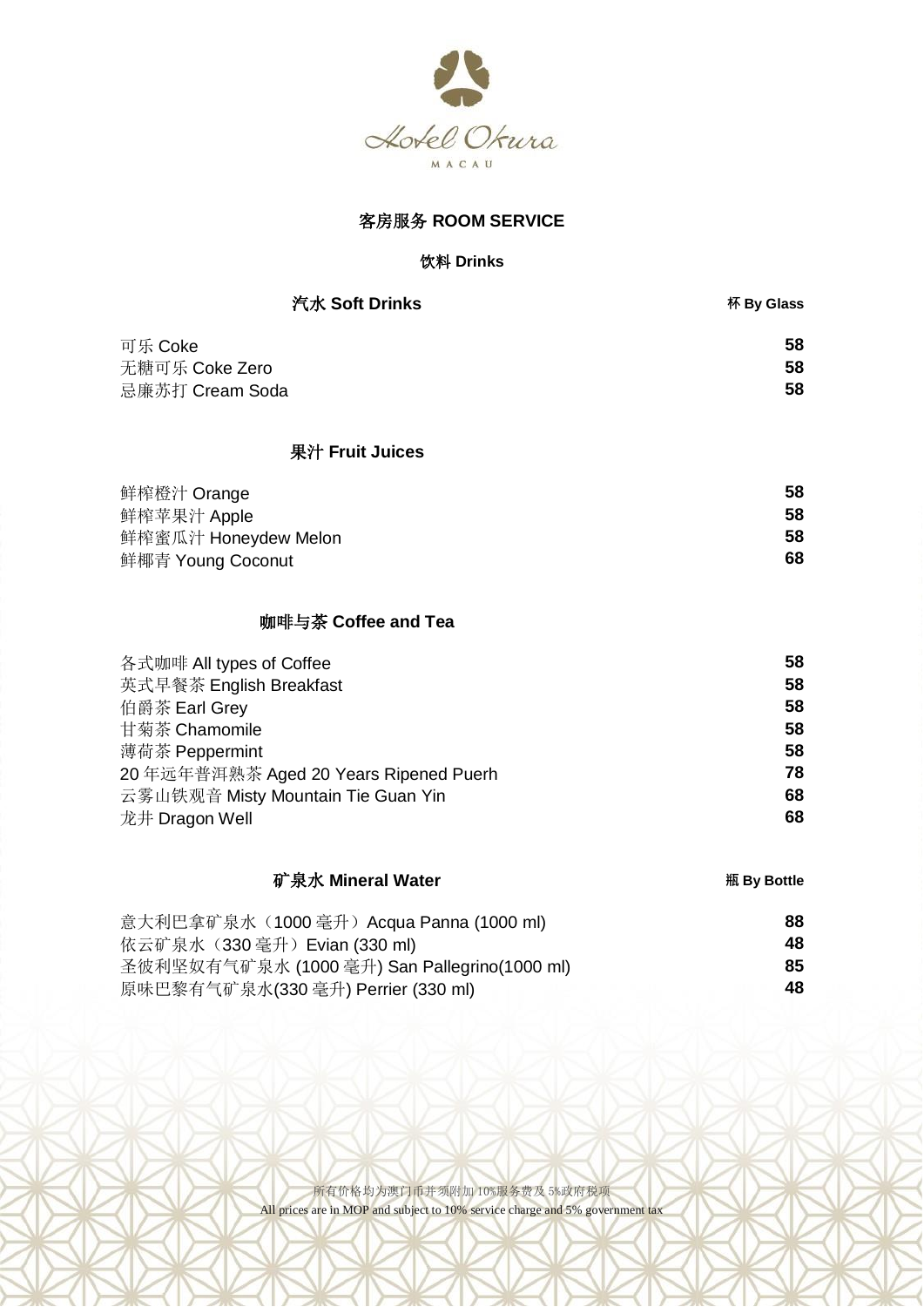Hotel Okura MACAU

# 客房服务 ROOM SERVICE

## 饮料 Drinks

### 汽水 Soft Drinks

| 汽水 Soft Drinks | 杯 By Glass |
| --- | --- |
| 可乐 Coke | 58 |
| 无糖可乐 Coke Zero | 58 |
| 忌廉苏打 Cream Soda | 58 |

### 果汁 Fruit Juices

| 果汁 Fruit Juices | |
| --- | --- |
| 鲜榨橙汁 Orange | 58 |
| 鲜榨苹果汁 Apple | 58 |
| 鲜榨蜜瓜汁 Honeydew Melon | 58 |
| 鲜椰青 Young Coconut | 68 |

### 咖啡与茶 Coffee and Tea

| 咖啡与茶 Coffee and Tea | |
| --- | --- |
| 各式咖啡 All types of Coffee | 58 |
| 英式早餐茶 English Breakfast | 58 |
| 伯爵茶 Earl Grey | 58 |
| 甘菊茶 Chamomile | 58 |
| 薄荷茶 Peppermint | 58 |
| 20 年远年普洱熟茶 Aged 20 Years Ripened Puerh | 78 |
| 云雾山铁观音 Misty Mountain Tie Guan Yin | 68 |
| 龙井 Dragon Well | 68 |

### 矿泉水 Mineral Water

| 矿泉水 Mineral Water | 瓶 By Bottle |
| --- | --- |
| 意大利巴拿矿泉水（1000 毫升）Acqua Panna (1000 ml) | 88 |
| 依云矿泉水（330 毫升）Evian (330 ml) | 48 |
| 圣彼利坚奴有气矿泉水 (1000 毫升) San Pallegrino(1000 ml) | 85 |
| 原味巴黎有气矿泉水(330 毫升) Perrier (330 ml) | 48 |

所有价格均为澳门币并须附加 10%服务费及 5%政府税项
All prices are in MOP and subject to 10% service charge and 5% government tax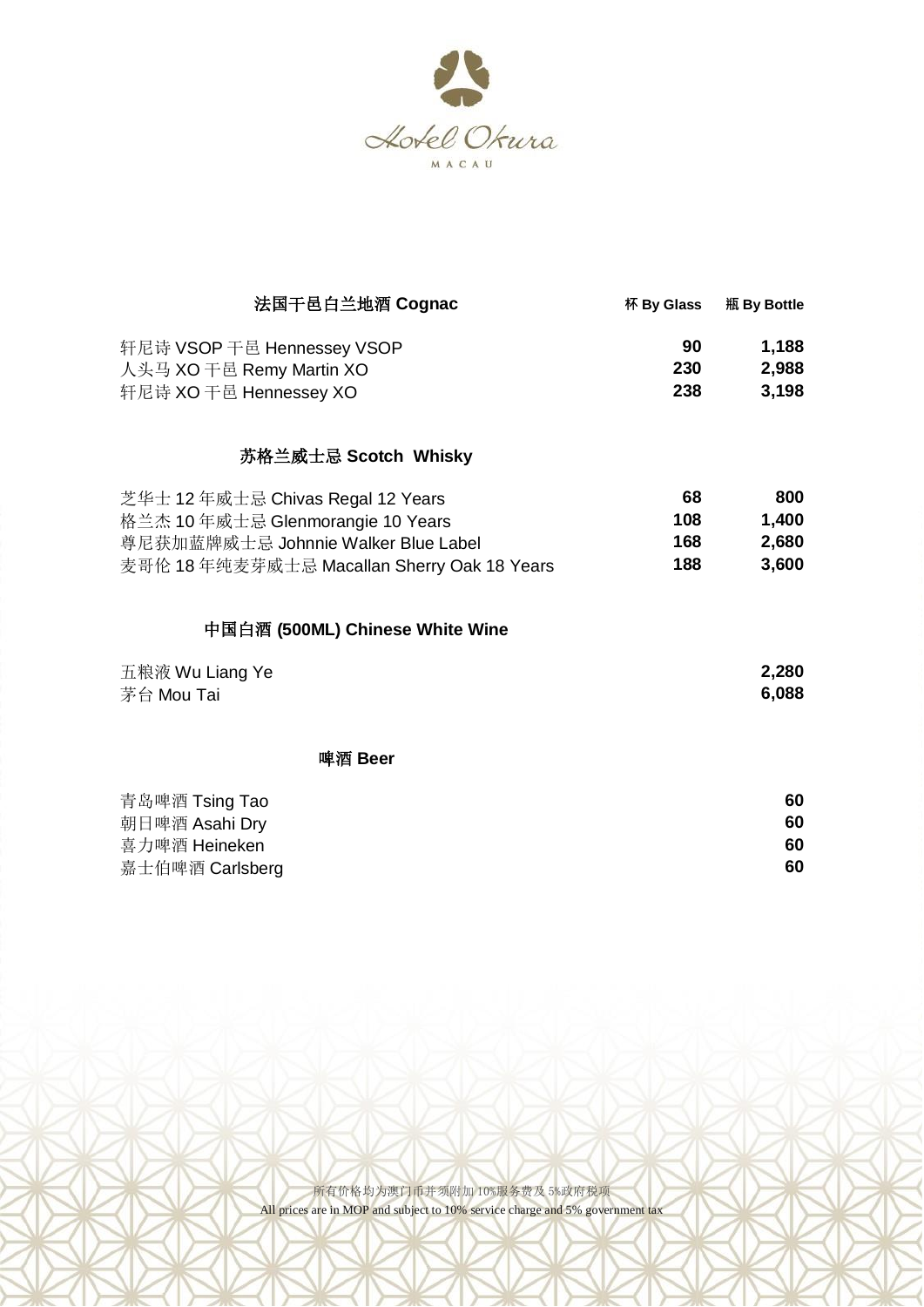Hotel Okura MACAU

| 法国干邑白兰地酒 Cognac | 杯 By Glass | 瓶 By Bottle |
| --- | --- | --- |
| 轩尼诗 VSOP 干邑 Hennessey VSOP | 90 | 1,188 |
| 人头马 XO 干邑 Remy Martin XO | 230 | 2,988 |
| 轩尼诗 XO 干邑 Hennessey XO | 238 | 3,198 |

| 苏格兰威士忌 Scotch Whisky | 杯 By Glass | 瓶 By Bottle |
| --- | --- | --- |
| 芝华士 12 年威士忌 Chivas Regal 12 Years | 68 | 800 |
| 格兰杰 10 年威士忌 Glenmorangie 10 Years | 108 | 1,400 |
| 尊尼获加蓝牌威士忌 Johnnie Walker Blue Label | 168 | 2,680 |
| 麦哥伦 18 年纯麦芽威士忌 Macallan Sherry Oak 18 Years | 188 | 3,600 |

| 中国白酒 (500ML) Chinese White Wine | 杯 By Glass | 瓶 By Bottle |
| --- | --- | --- |
| 五粮液 Wu Liang Ye | | 2,280 |
| 茅台 Mou Tai | | 6,088 |

| 啤酒 Beer | 杯 By Glass | 瓶 By Bottle |
| --- | --- | --- |
| 青岛啤酒 Tsing Tao | | 60 |
| 朝日啤酒 Asahi Dry | | 60 |
| 喜力啤酒 Heineken | | 60 |
| 嘉士伯啤酒 Carlsberg | | 60 |

所有价格均为澳门币并须附加 10%服务费及 5%政府税项

All prices are in MOP and subject to 10% service charge and 5% government tax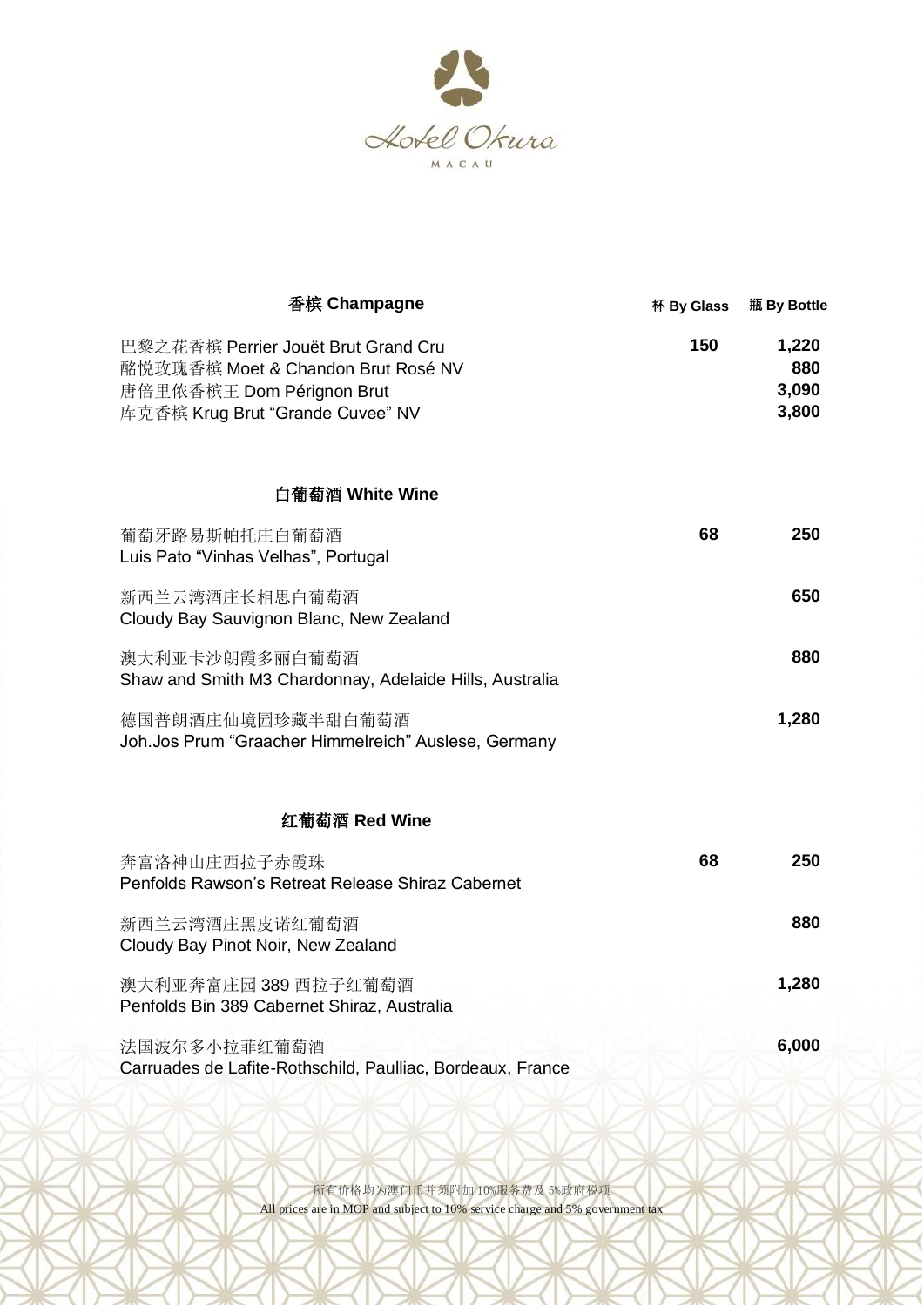Hotel Okura

MACAU

| 香槟 Champagne | 杯 By Glass | 瓶 By Bottle |
| --- | --- | --- |
| 巴黎之花香槟 Perrier Jouët Brut Grand Cru | 150 | 1,220 |
| 酩悦玫瑰香槟 Moet & Chandon Brut Rosé NV | | 880 |
| 唐倍里侬香槟王 Dom Pérignon Brut | | 3,090 |
| 库克香槟 Krug Brut "Grande Cuvee" NV | | 3,800 |

| 白葡萄酒 White Wine | | |
| --- | --- | --- |
| 葡萄牙路易斯帕托庄白葡萄酒<br>Luis Pato "Vinhas Velhas", Portugal | 68 | 250 |
| 新西兰云湾酒庄长相思白葡萄酒<br>Cloudy Bay Sauvignon Blanc, New Zealand | | 650 |
| 澳大利亚卡沙朗霞多丽白葡萄酒<br>Shaw and Smith M3 Chardonnay, Adelaide Hills, Australia | | 880 |
| 德国普朗酒庄仙境园珍藏半甜白葡萄酒<br>Joh.Jos Prum "Graacher Himmelreich" Auslese, Germany | | 1,280 |

| 红葡萄酒 Red Wine | | |
| --- | --- | --- |
| 奔富洛神山庄西拉子赤霞珠<br>Penfolds Rawson's Retreat Release Shiraz Cabernet | 68 | 250 |
| 新西兰云湾酒庄黑皮诺红葡萄酒<br>Cloudy Bay Pinot Noir, New Zealand | | 880 |
| 澳大利亚奔富庄园 389 西拉子红葡萄酒<br>Penfolds Bin 389 Cabernet Shiraz, Australia | | 1,280 |
| 法国波尔多小拉菲红葡萄酒<br>Carruades de Lafite-Rothschild, Paulliac, Bordeaux, France | | 6,000 |

所有价格均为澳门币并须附加 10%服务费及 5%政府税项

All prices are in MOP and subject to 10% service charge and 5% government tax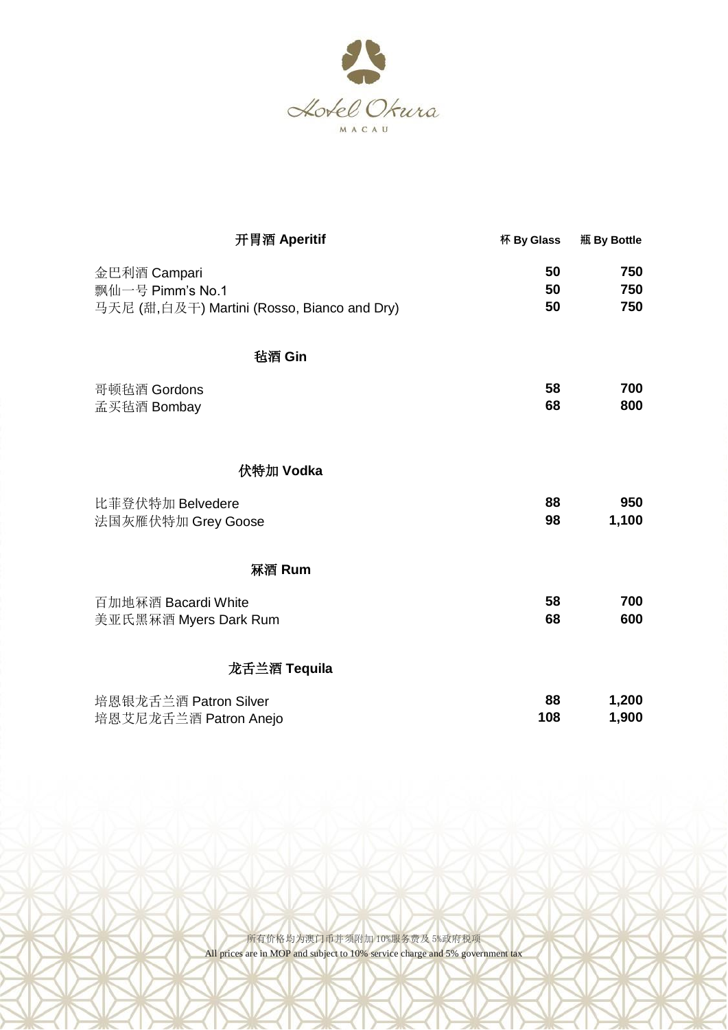Hotel Okura MACAU

| 开胃酒 Aperitif | 杯 By Glass | 瓶 By Bottle |
|---|---|---|
| 金巴利酒 Campari | 50 | 750 |
| 飘仙一号 Pimm's No.1 | 50 | 750 |
| 马天尼 (甜,白及干) Martini (Rosso, Bianco and Dry) | 50 | 750 |
| **毡酒 Gin** | | |
| 哥顿毡酒 Gordons | 58 | 700 |
| 孟买毡酒 Bombay | 68 | 800 |
| **伏特加 Vodka** | | |
| 比菲登伏特加 Belvedere | 88 | 950 |
| 法国灰雁伏特加 Grey Goose | 98 | 1,100 |
| **冧酒 Rum** | | |
| 百加地冧酒 Bacardi White | 58 | 700 |
| 美亚氏黑冧酒 Myers Dark Rum | 68 | 600 |
| **龙舌兰酒 Tequila** | | |
| 培恩银龙舌兰酒 Patron Silver | 88 | 1,200 |
| 培恩艾尼龙舌兰酒 Patron Anejo | 108 | 1,900 |

所有价格均为澳门币并须附加 10%服务费及 5%政府税项

All prices are in MOP and subject to 10% service charge and 5% government tax